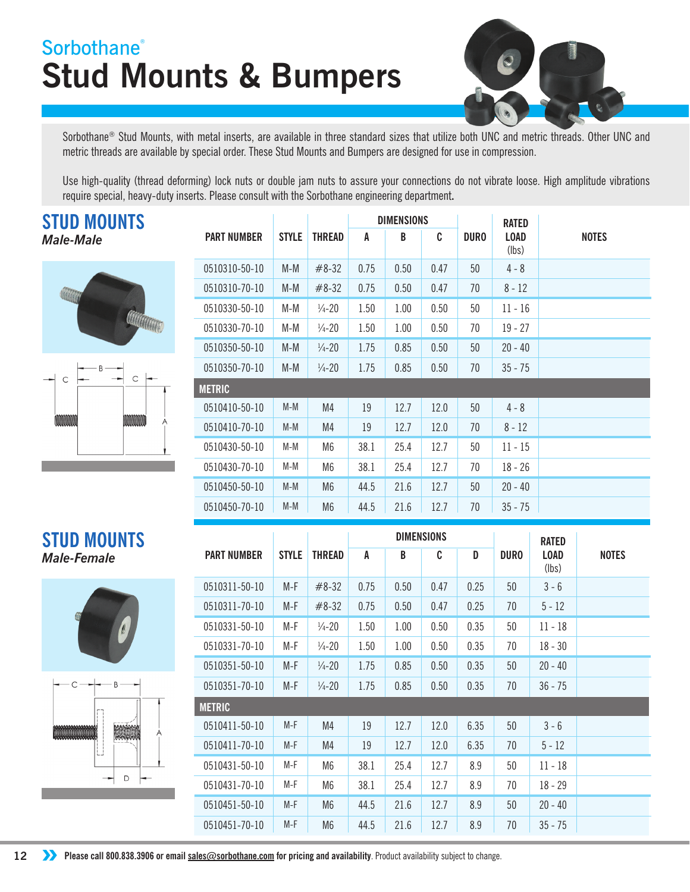Sorbothane®

# Stud Mounts & Bumpers

Sorbothane® Stud Mounts, with metal inserts, are available in three standard sizes that utilize both UNC and metric threads. Other UNC and metric threads are available by special order. These Stud Mounts and Bumpers are designed for use in compression.

Use high-quality (thread deforming) lock nuts or double jam nuts to assure your connections do not vibrate loose. High amplitude vibrations require special, heavy-duty inserts. Please consult with the Sorbothane engineering department.

## STUD MOUNTS

*Male-Male*

| PART NUMBER | STYLE | THREAD | DIMENSIONS | | | DURO | RATED LOAD (lbs) | NOTES |
|---|---|---|---|---|---|---|---|---|
| | | | A | B | C | | | |
| 0510310-50-10 | M-M | #8-32 | 0.75 | 0.50 | 0.47 | 50 | 4 - 8 | |
| 0510310-70-10 | M-M | #8-32 | 0.75 | 0.50 | 0.47 | 70 | 8 - 12 | |
| 0510330-50-10 | M-M | ¼-20 | 1.50 | 1.00 | 0.50 | 50 | 11 - 16 | |
| 0510330-70-10 | M-M | ¼-20 | 1.50 | 1.00 | 0.50 | 70 | 19 - 27 | |
| 0510350-50-10 | M-M | ¼-20 | 1.75 | 0.85 | 0.50 | 50 | 20 - 40 | |
| 0510350-70-10 | M-M | ¼-20 | 1.75 | 0.85 | 0.50 | 70 | 35 - 75 | |
| **METRIC** | | | | | | | | |
| 0510410-50-10 | M-M | M4 | 19 | 12.7 | 12.0 | 50 | 4 - 8 | |
| 0510410-70-10 | M-M | M4 | 19 | 12.7 | 12.0 | 70 | 8 - 12 | |
| 0510430-50-10 | M-M | M6 | 38.1 | 25.4 | 12.7 | 50 | 11 - 15 | |
| 0510430-70-10 | M-M | M6 | 38.1 | 25.4 | 12.7 | 70 | 18 - 26 | |
| 0510450-50-10 | M-M | M6 | 44.5 | 21.6 | 12.7 | 50 | 20 - 40 | |
| 0510450-70-10 | M-M | M6 | 44.5 | 21.6 | 12.7 | 70 | 35 - 75 | |

## STUD MOUNTS

*Male-Female*

| PART NUMBER | STYLE | THREAD | DIMENSIONS | | | | DURO | RATED LOAD (lbs) | NOTES |
|---|---|---|---|---|---|---|---|---|---|
| | | | A | B | C | D | | | |
| 0510311-50-10 | M-F | #8-32 | 0.75 | 0.50 | 0.47 | 0.25 | 50 | 3 - 6 | |
| 0510311-70-10 | M-F | #8-32 | 0.75 | 0.50 | 0.47 | 0.25 | 70 | 5 - 12 | |
| 0510331-50-10 | M-F | ¼-20 | 1.50 | 1.00 | 0.50 | 0.35 | 50 | 11 - 18 | |
| 0510331-70-10 | M-F | ¼-20 | 1.50 | 1.00 | 0.50 | 0.35 | 70 | 18 - 30 | |
| 0510351-50-10 | M-F | ¼-20 | 1.75 | 0.85 | 0.50 | 0.35 | 50 | 20 - 40 | |
| 0510351-70-10 | M-F | ¼-20 | 1.75 | 0.85 | 0.50 | 0.35 | 70 | 36 - 75 | |
| **METRIC** | | | | | | | | | |
| 0510411-50-10 | M-F | M4 | 19 | 12.7 | 12.0 | 6.35 | 50 | 3 - 6 | |
| 0510411-70-10 | M-F | M4 | 19 | 12.7 | 12.0 | 6.35 | 70 | 5 - 12 | |
| 0510431-50-10 | M-F | M6 | 38.1 | 25.4 | 12.7 | 8.9 | 50 | 11 - 18 | |
| 0510431-70-10 | M-F | M6 | 38.1 | 25.4 | 12.7 | 8.9 | 70 | 18 - 29 | |
| 0510451-50-10 | M-F | M6 | 44.5 | 21.6 | 12.7 | 8.9 | 50 | 20 - 40 | |
| 0510451-70-10 | M-F | M6 | 44.5 | 21.6 | 12.7 | 8.9 | 70 | 35 - 75 | |

**Please call 800.838.3906 or email sales@sorbothane.com for pricing and availability**. Product availability subject to change.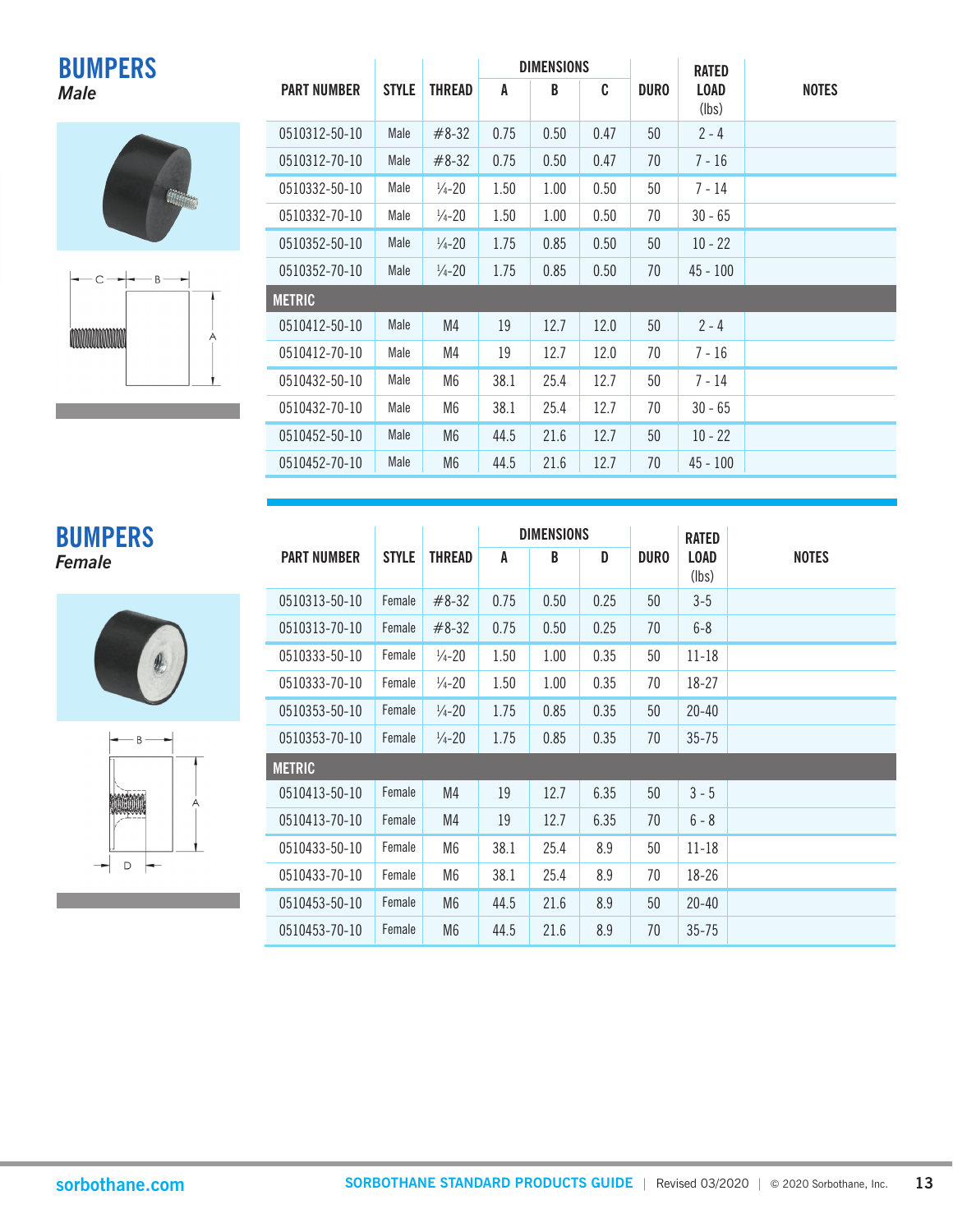# BUMPERS

*Male*

C B A

| PART NUMBER | STYLE | THREAD | DIMENSIONS A | DIMENSIONS B | DIMENSIONS C | DURO | RATED LOAD (lbs) | NOTES |
|---|---|---|---|---|---|---|---|---|
| 0510312-50-10 | Male | #8-32 | 0.75 | 0.50 | 0.47 | 50 | 2 - 4 | |
| 0510312-70-10 | Male | #8-32 | 0.75 | 0.50 | 0.47 | 70 | 7 - 16 | |
| 0510332-50-10 | Male | ¼-20 | 1.50 | 1.00 | 0.50 | 50 | 7 - 14 | |
| 0510332-70-10 | Male | ¼-20 | 1.50 | 1.00 | 0.50 | 70 | 30 - 65 | |
| 0510352-50-10 | Male | ¼-20 | 1.75 | 0.85 | 0.50 | 50 | 10 - 22 | |
| 0510352-70-10 | Male | ¼-20 | 1.75 | 0.85 | 0.50 | 70 | 45 - 100 | |
| **METRIC** | | | | | | | | |
| 0510412-50-10 | Male | M4 | 19 | 12.7 | 12.0 | 50 | 2 - 4 | |
| 0510412-70-10 | Male | M4 | 19 | 12.7 | 12.0 | 70 | 7 - 16 | |
| 0510432-50-10 | Male | M6 | 38.1 | 25.4 | 12.7 | 50 | 7 - 14 | |
| 0510432-70-10 | Male | M6 | 38.1 | 25.4 | 12.7 | 70 | 30 - 65 | |
| 0510452-50-10 | Male | M6 | 44.5 | 21.6 | 12.7 | 50 | 10 - 22 | |
| 0510452-70-10 | Male | M6 | 44.5 | 21.6 | 12.7 | 70 | 45 - 100 | |

# BUMPERS

*Female*

B A D

| PART NUMBER | STYLE | THREAD | DIMENSIONS A | DIMENSIONS B | DIMENSIONS D | DURO | RATED LOAD (lbs) | NOTES |
|---|---|---|---|---|---|---|---|---|
| 0510313-50-10 | Female | #8-32 | 0.75 | 0.50 | 0.25 | 50 | 3-5 | |
| 0510313-70-10 | Female | #8-32 | 0.75 | 0.50 | 0.25 | 70 | 6-8 | |
| 0510333-50-10 | Female | ¼-20 | 1.50 | 1.00 | 0.35 | 50 | 11-18 | |
| 0510333-70-10 | Female | ¼-20 | 1.50 | 1.00 | 0.35 | 70 | 18-27 | |
| 0510353-50-10 | Female | ¼-20 | 1.75 | 0.85 | 0.35 | 50 | 20-40 | |
| 0510353-70-10 | Female | ¼-20 | 1.75 | 0.85 | 0.35 | 70 | 35-75 | |
| **METRIC** | | | | | | | | |
| 0510413-50-10 | Female | M4 | 19 | 12.7 | 6.35 | 50 | 3 - 5 | |
| 0510413-70-10 | Female | M4 | 19 | 12.7 | 6.35 | 70 | 6 - 8 | |
| 0510433-50-10 | Female | M6 | 38.1 | 25.4 | 8.9 | 50 | 11-18 | |
| 0510433-70-10 | Female | M6 | 38.1 | 25.4 | 8.9 | 70 | 18-26 | |
| 0510453-50-10 | Female | M6 | 44.5 | 21.6 | 8.9 | 50 | 20-40 | |
| 0510453-70-10 | Female | M6 | 44.5 | 21.6 | 8.9 | 70 | 35-75 | |